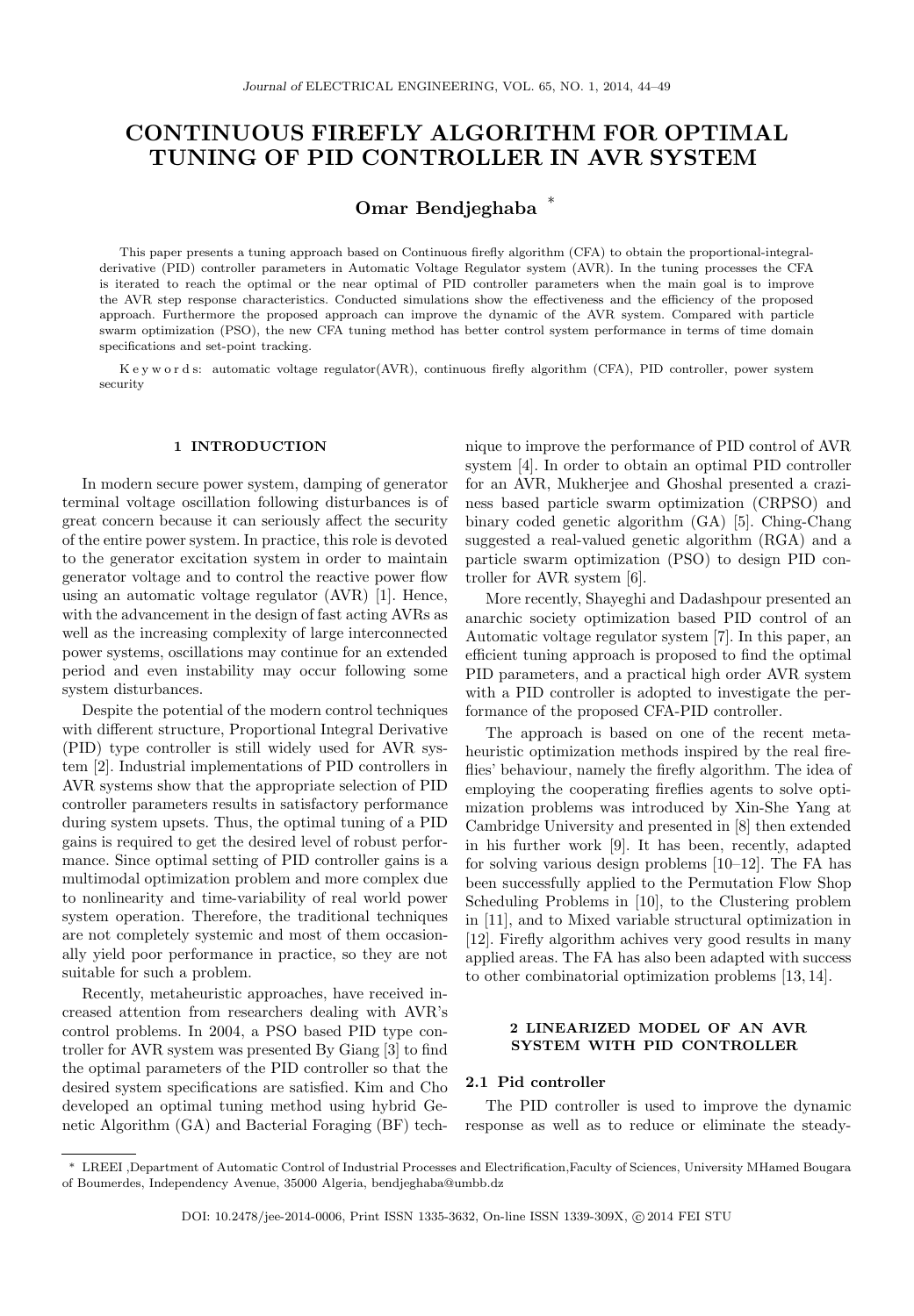# CONTINUOUS FIREFLY ALGORITHM FOR OPTIMAL TUNING OF PID CONTROLLER IN AVR SYSTEM

**Omar Bendjeghaba** *

This paper presents a tuning approach based on Continuous firefly algorithm (CFA) to obtain the proportional-integral-derivative (PID) controller parameters in Automatic Voltage Regulator system (AVR). In the tuning processes the CFA is iterated to reach the optimal or the near optimal of PID controller parameters when the main goal is to improve the AVR step response characteristics. Conducted simulations show the effectiveness and the efficiency of the proposed approach. Furthermore the proposed approach can improve the dynamic of the AVR system. Compared with particle swarm optimization (PSO), the new CFA tuning method has better control system performance in terms of time domain specifications and set-point tracking.

K e y w o r d s: automatic voltage regulator(AVR), continuous firefly algorithm (CFA), PID controller, power system security

## 1 INTRODUCTION

In modern secure power system, damping of generator terminal voltage oscillation following disturbances is of great concern because it can seriously affect the security of the entire power system. In practice, this role is devoted to the generator excitation system in order to maintain generator voltage and to control the reactive power flow using an automatic voltage regulator (AVR) [1]. Hence, with the advancement in the design of fast acting AVRs as well as the increasing complexity of large interconnected power systems, oscillations may continue for an extended period and even instability may occur following some system disturbances.

Despite the potential of the modern control techniques with different structure, Proportional Integral Derivative (PID) type controller is still widely used for AVR system [2]. Industrial implementations of PID controllers in AVR systems show that the appropriate selection of PID controller parameters results in satisfactory performance during system upsets. Thus, the optimal tuning of a PID gains is required to get the desired level of robust performance. Since optimal setting of PID controller gains is a multimodal optimization problem and more complex due to nonlinearity and time-variability of real world power system operation. Therefore, the traditional techniques are not completely systemic and most of them occasionally yield poor performance in practice, so they are not suitable for such a problem.

Recently, metaheuristic approaches, have received increased attention from researchers dealing with AVR's control problems. In 2004, a PSO based PID type controller for AVR system was presented By Giang [3] to find the optimal parameters of the PID controller so that the desired system specifications are satisfied. Kim and Cho developed an optimal tuning method using hybrid Genetic Algorithm (GA) and Bacterial Foraging (BF) technique to improve the performance of PID control of AVR system [4]. In order to obtain an optimal PID controller for an AVR, Mukherjee and Ghoshal presented a craziness based particle swarm optimization (CRPSO) and binary coded genetic algorithm (GA) [5]. Ching-Chang suggested a real-valued genetic algorithm (RGA) and a particle swarm optimization (PSO) to design PID controller for AVR system [6].

More recently, Shayeghi and Dadashpour presented an anarchic society optimization based PID control of an Automatic voltage regulator system [7]. In this paper, an efficient tuning approach is proposed to find the optimal PID parameters, and a practical high order AVR system with a PID controller is adopted to investigate the performance of the proposed CFA-PID controller.

The approach is based on one of the recent metaheuristic optimization methods inspired by the real fireflies' behaviour, namely the firefly algorithm. The idea of employing the cooperating fireflies agents to solve optimization problems was introduced by Xin-She Yang at Cambridge University and presented in [8] then extended in his further work [9]. It has been, recently, adapted for solving various design problems [10–12]. The FA has been successfully applied to the Permutation Flow Shop Scheduling Problems in [10], to the Clustering problem in [11], and to Mixed variable structural optimization in [12]. Firefly algorithm achives very good results in many applied areas. The FA has also been adapted with success to other combinatorial optimization problems [13, 14].

## 2 LINEARIZED MODEL OF AN AVR SYSTEM WITH PID CONTROLLER

### 2.1 Pid controller

The PID controller is used to improve the dynamic response as well as to reduce or eliminate the steady-

---

* LREEI ,Department of Automatic Control of Industrial Processes and Electrification,Faculty of Sciences, University MHamed Bougara of Boumerdes, Independency Avenue, 35000 Algeria, bendjeghaba@umbb.dz

DOI: 10.2478/jee-2014-0006, Print ISSN 1335-3632, On-line ISSN 1339-309X, © 2014 FEI STU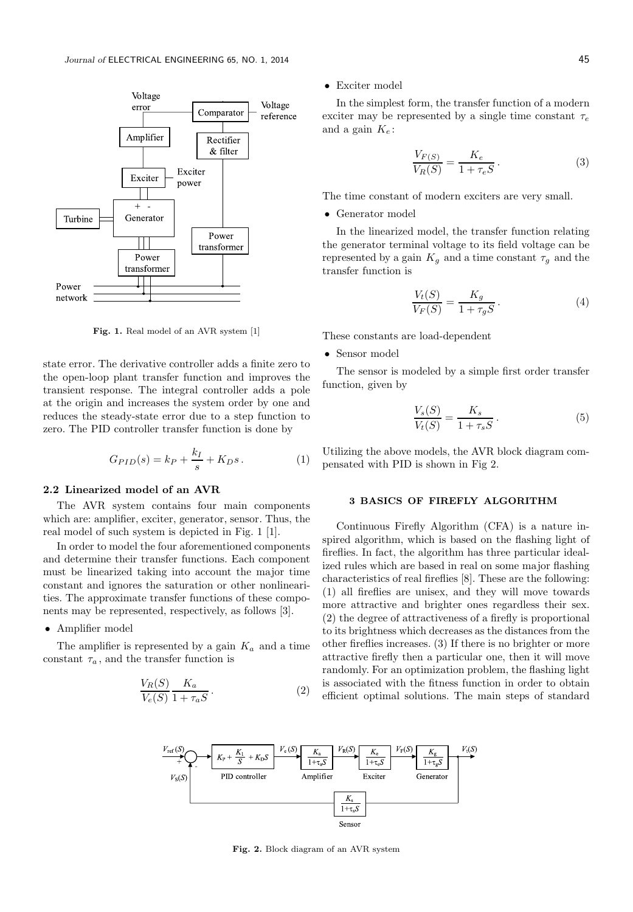Fig. 1. Real model of an AVR system [1]

state error. The derivative controller adds a finite zero to the open-loop plant transfer function and improves the transient response. The integral controller adds a pole at the origin and increases the system order by one and reduces the steady-state error due to a step function to zero. The PID controller transfer function is done by

$$G_{PID}(s) = k_P + \frac{k_I}{s} + K_D s\,. \tag{1}$$

### 2.2 Linearized model of an AVR

The AVR system contains four main components which are: amplifier, exciter, generator, sensor. Thus, the real model of such system is depicted in Fig. 1 [1].

In order to model the four aforementioned components and determine their transfer functions. Each component must be linearized taking into account the major time constant and ignores the saturation or other nonlinearities. The approximate transfer functions of these components may be represented, respectively, as follows [3].

- Amplifier model

The amplifier is represented by a gain $K_a$ and a time constant $\tau_a$, and the transfer function is

$$\frac{V_R(S)}{V_e(S)}\frac{K_a}{1+\tau_a S}\,. \tag{2}$$

- Exciter model

In the simplest form, the transfer function of a modern exciter may be represented by a single time constant $\tau_e$ and a gain $K_e$:

$$\frac{V_{F(S)}}{V_R(S)} = \frac{K_e}{1+\tau_e S}\,. \tag{3}$$

The time constant of modern exciters are very small.

- Generator model

In the linearized model, the transfer function relating the generator terminal voltage to its field voltage can be represented by a gain $K_g$ and a time constant $\tau_g$ and the transfer function is

$$\frac{V_t(S)}{V_F(S)} = \frac{K_g}{1+\tau_g S}\,. \tag{4}$$

These constants are load-dependent

- Sensor model

The sensor is modeled by a simple first order transfer function, given by

$$\frac{V_s(S)}{V_t(S)} = \frac{K_s}{1+\tau_s S}\,. \tag{5}$$

Utilizing the above models, the AVR block diagram compensated with PID is shown in Fig 2.

## 3 BASICS OF FIREFLY ALGORITHM

Continuous Firefly Algorithm (CFA) is a nature inspired algorithm, which is based on the flashing light of fireflies. In fact, the algorithm has three particular idealized rules which are based in real on some major flashing characteristics of real fireflies [8]. These are the following: (1) all fireflies are unisex, and they will move towards more attractive and brighter ones regardless their sex. (2) the degree of attractiveness of a firefly is proportional to its brightness which decreases as the distances from the other fireflies increases. (3) If there is no brighter or more attractive firefly then a particular one, then it will move randomly. For an optimization problem, the flashing light is associated with the fitness function in order to obtain efficient optimal solutions. The main steps of standard

Fig. 2. Block diagram of an AVR system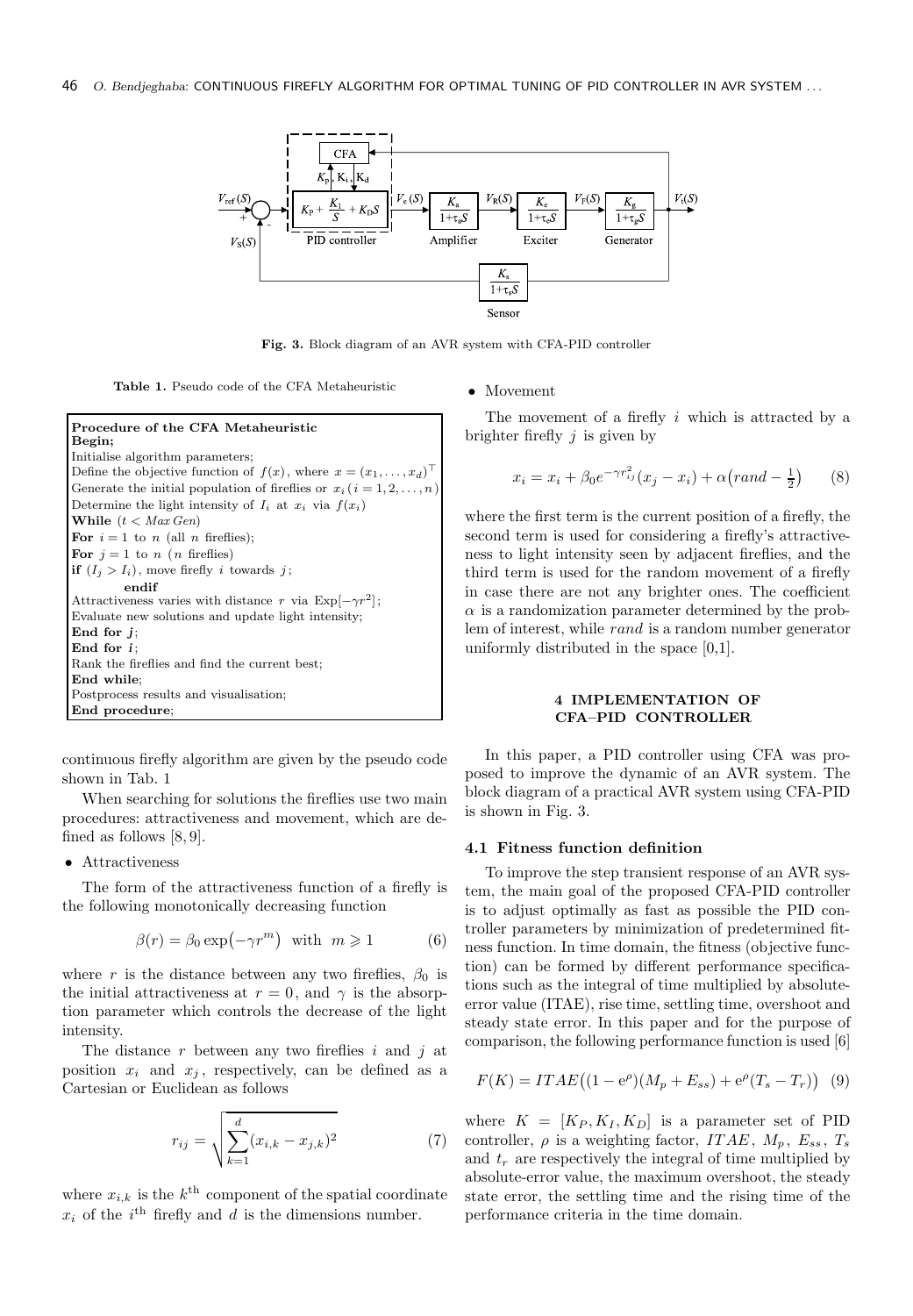Fig. 3. Block diagram of an AVR system with CFA-PID controller

Table 1. Pseudo code of the CFA Metaheuristic

```
Procedure of the CFA Metaheuristic
Begin;
Initialise algorithm parameters;
Define the objective function of f(x), where x = (x_1, ..., x_d)^T
Generate the initial population of fireflies or x_i (i = 1, 2, ..., n)
Determine the light intensity of I_i at x_i via f(x_i)
While (t < MaxGen)
For i = 1 to n (all n fireflies);
For j = 1 to n (n fireflies)
if (I_j > I_i), move firefly i towards j;
        endif
Attractiveness varies with distance r via Exp[-γr^2];
Evaluate new solutions and update light intensity;
End for j;
End for i;
Rank the fireflies and find the current best;
End while;
Postprocess results and visualisation;
End procedure;
```

continuous firefly algorithm are given by the pseudo code shown in Tab. 1

When searching for solutions the fireflies use two main procedures: attractiveness and movement, which are defined as follows [8, 9].

- Attractiveness

The form of the attractiveness function of a firefly is the following monotonically decreasing function

$$\beta(r) = \beta_0 \exp\left(-\gamma r^m\right) \quad \text{with} \quad m \geqslant 1 \tag{6}$$

where $r$ is the distance between any two fireflies, $\beta_0$ is the initial attractiveness at $r = 0$, and $\gamma$ is the absorption parameter which controls the decrease of the light intensity.

The distance $r$ between any two fireflies $i$ and $j$ at position $x_i$ and $x_j$, respectively, can be defined as a Cartesian or Euclidean as follows

$$r_{ij} = \sqrt{\sum_{k=1}^{d} (x_{i,k} - x_{j,k})^2} \tag{7}$$

where $x_{i,k}$ is the $k^{\text{th}}$ component of the spatial coordinate $x_i$ of the $i^{\text{th}}$ firefly and $d$ is the dimensions number.

- Movement

The movement of a firefly $i$ which is attracted by a brighter firefly $j$ is given by

$$x_i = x_i + \beta_0 e^{-\gamma r_{ij}^2}(x_j - x_i) + \alpha\left(rand - \tfrac{1}{2}\right) \tag{8}$$

where the first term is the current position of a firefly, the second term is used for considering a firefly's attractiveness to light intensity seen by adjacent fireflies, and the third term is used for the random movement of a firefly in case there are not any brighter ones. The coefficient $\alpha$ is a randomization parameter determined by the problem of interest, while $rand$ is a random number generator uniformly distributed in the space [0,1].

## 4 IMPLEMENTATION OF CFA–PID CONTROLLER

In this paper, a PID controller using CFA was proposed to improve the dynamic of an AVR system. The block diagram of a practical AVR system using CFA-PID is shown in Fig. 3.

### 4.1 Fitness function definition

To improve the step transient response of an AVR system, the main goal of the proposed CFA-PID controller is to adjust optimally as fast as possible the PID controller parameters by minimization of predetermined fitness function. In time domain, the fitness (objective function) can be formed by different performance specifications such as the integral of time multiplied by absolute-error value (ITAE), rise time, settling time, overshoot and steady state error. In this paper and for the purpose of comparison, the following performance function is used [6]

$$F(K) = ITAE\left((1 - e^{\rho})(M_p + E_{ss}) + e^{\rho}(T_s - T_r)\right) \tag{9}$$

where $K = [K_P, K_I, K_D]$ is a parameter set of PID controller, $\rho$ is a weighting factor, $ITAE$, $M_p$, $E_{ss}$, $T_s$ and $t_r$ are respectively the integral of time multiplied by absolute-error value, the maximum overshoot, the steady state error, the settling time and the rising time of the performance criteria in the time domain.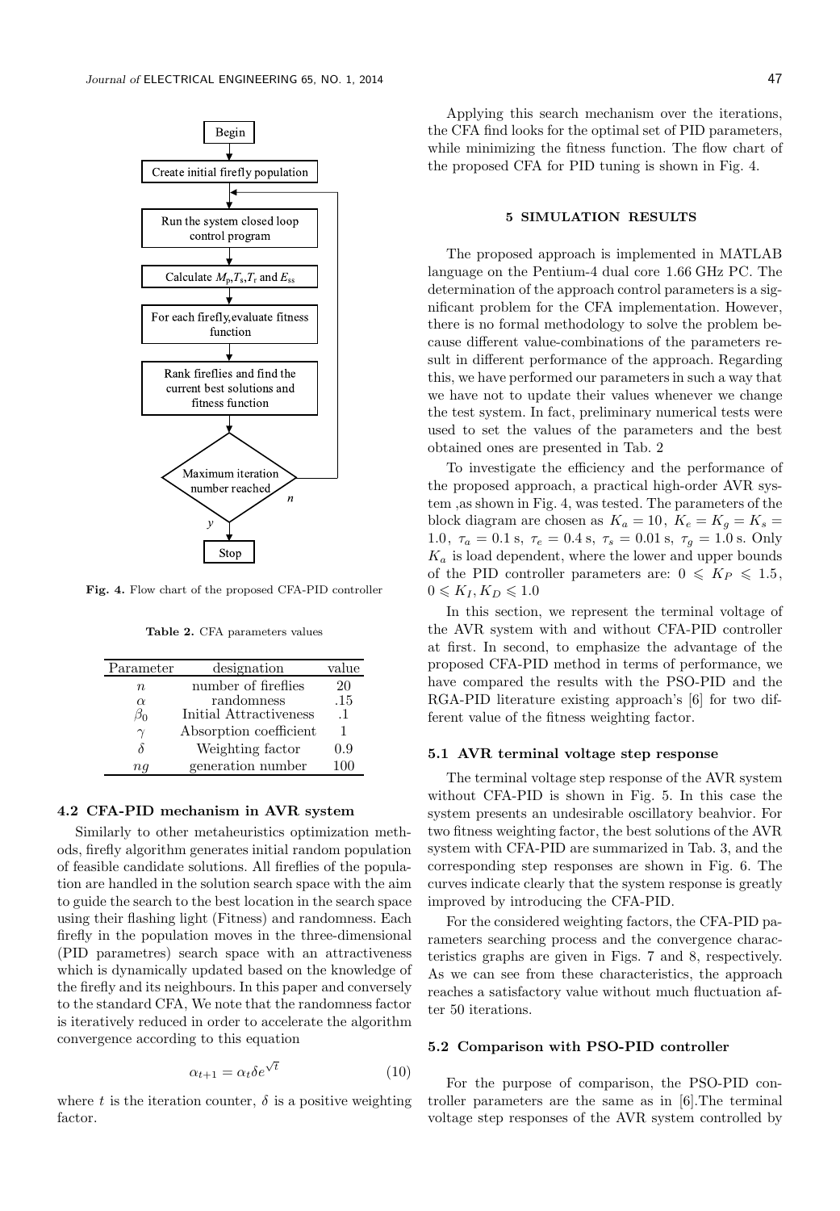Begin

Create initial firefly population

Run the system closed loop control program

Calculate $M_p$, $T_s$, $T_r$ and $E_{ss}$

For each firefly, evaluate fitness function

Rank fireflies and find the current best solutions and fitness function

Maximum iteration number reached

$y$ / $n$

Stop

**Fig. 4.** Flow chart of the proposed CFA-PID controller

**Table 2.** CFA parameters values

| Parameter | designation | value |
|---|---|---|
| $n$ | number of fireflies | 20 |
| $\alpha$ | randomness | .15 |
| $\beta_0$ | Initial Attractiveness | .1 |
| $\gamma$ | Absorption coefficient | 1 |
| $\delta$ | Weighting factor | 0.9 |
| $ng$ | generation number | 100 |

### 4.2 CFA-PID mechanism in AVR system

Similarly to other metaheuristics optimization methods, firefly algorithm generates initial random population of feasible candidate solutions. All fireflies of the population are handled in the solution search space with the aim to guide the search to the best location in the search space using their flashing light (Fitness) and randomness. Each firefly in the population moves in the three-dimensional (PID parametres) search space with an attractiveness which is dynamically updated based on the knowledge of the firefly and its neighbours. In this paper and conversely to the standard CFA, We note that the randomness factor is iteratively reduced in order to accelerate the algorithm convergence according to this equation

$$\alpha_{t+1} = \alpha_t \delta e^{\sqrt{t}} \tag{10}$$

where $t$ is the iteration counter, $\delta$ is a positive weighting factor.

Applying this search mechanism over the iterations, the CFA find looks for the optimal set of PID parameters, while minimizing the fitness function. The flow chart of the proposed CFA for PID tuning is shown in Fig. 4.

## 5 SIMULATION RESULTS

The proposed approach is implemented in MATLAB language on the Pentium-4 dual core 1.66 GHz PC. The determination of the approach control parameters is a significant problem for the CFA implementation. However, there is no formal methodology to solve the problem because different value-combinations of the parameters result in different performance of the approach. Regarding this, we have performed our parameters in such a way that we have not to update their values whenever we change the test system. In fact, preliminary numerical tests were used to set the values of the parameters and the best obtained ones are presented in Tab. 2

To investigate the efficiency and the performance of the proposed approach, a practical high-order AVR system ,as shown in Fig. 4, was tested. The parameters of the block diagram are chosen as $K_a = 10$, $K_e = K_g = K_s = 1.0$, $\tau_a = 0.1$ s, $\tau_e = 0.4$ s, $\tau_s = 0.01$ s, $\tau_g = 1.0$ s. Only $K_a$ is load dependent, where the lower and upper bounds of the PID controller parameters are: $0 \leqslant K_P \leqslant 1.5$, $0 \leqslant K_I, K_D \leqslant 1.0$

In this section, we represent the terminal voltage of the AVR system with and without CFA-PID controller at first. In second, to emphasize the advantage of the proposed CFA-PID method in terms of performance, we have compared the results with the PSO-PID and the RGA-PID literature existing approach's [6] for two different value of the fitness weighting factor.

### 5.1 AVR terminal voltage step response

The terminal voltage step response of the AVR system without CFA-PID is shown in Fig. 5. In this case the system presents an undesirable oscillatory beahvior. For two fitness weighting factor, the best solutions of the AVR system with CFA-PID are summarized in Tab. 3, and the corresponding step responses are shown in Fig. 6. The curves indicate clearly that the system response is greatly improved by introducing the CFA-PID.

For the considered weighting factors, the CFA-PID parameters searching process and the convergence characteristics graphs are given in Figs. 7 and 8, respectively. As we can see from these characteristics, the approach reaches a satisfactory value without much fluctuation after 50 iterations.

### 5.2 Comparison with PSO-PID controller

For the purpose of comparison, the PSO-PID controller parameters are the same as in [6].The terminal voltage step responses of the AVR system controlled by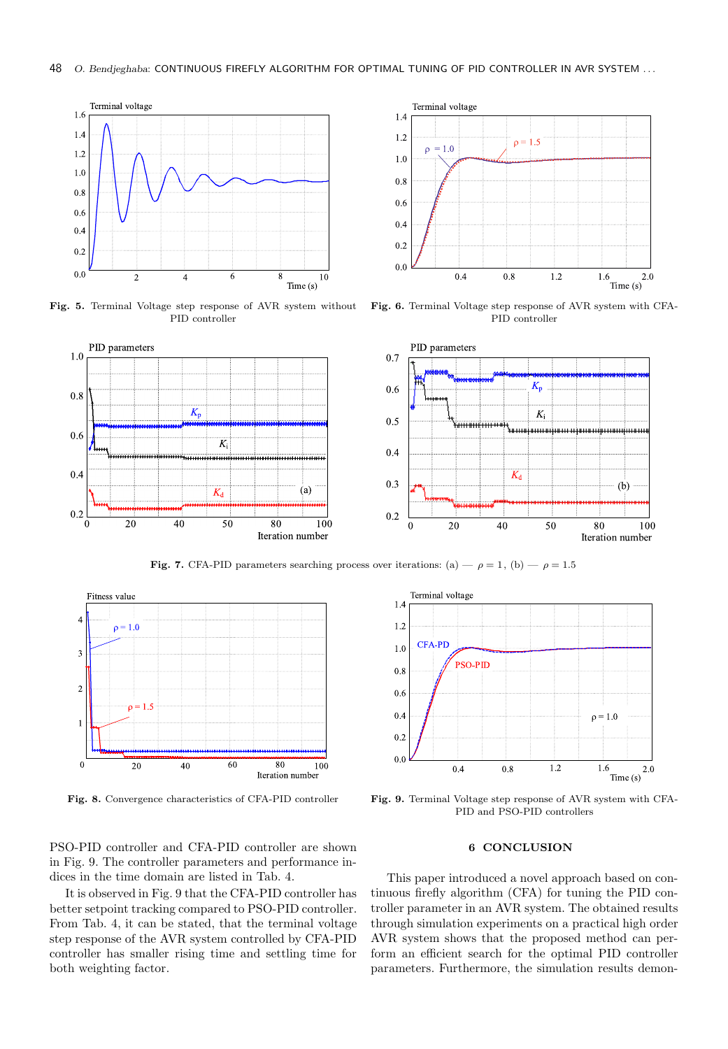Fig. 5. Terminal Voltage step response of AVR system without PID controller

Fig. 6. Terminal Voltage step response of AVR system with CFA-PID controller

Fig. 7. CFA-PID parameters searching process over iterations: (a) — $\rho = 1$, (b) — $\rho = 1.5$

Fig. 8. Convergence characteristics of CFA-PID controller

Fig. 9. Terminal Voltage step response of AVR system with CFA-PID and PSO-PID controllers

PSO-PID controller and CFA-PID controller are shown in Fig. 9. The controller parameters and performance indices in the time domain are listed in Tab. 4.

It is observed in Fig. 9 that the CFA-PID controller has better setpoint tracking compared to PSO-PID controller. From Tab. 4, it can be stated, that the terminal voltage step response of the AVR system controlled by CFA-PID controller has smaller rising time and settling time for both weighting factor.

## 6 CONCLUSION

This paper introduced a novel approach based on continuous firefly algorithm (CFA) for tuning the PID controller parameter in an AVR system. The obtained results through simulation experiments on a practical high order AVR system shows that the proposed method can perform an efficient search for the optimal PID controller parameters. Furthermore, the simulation results demon-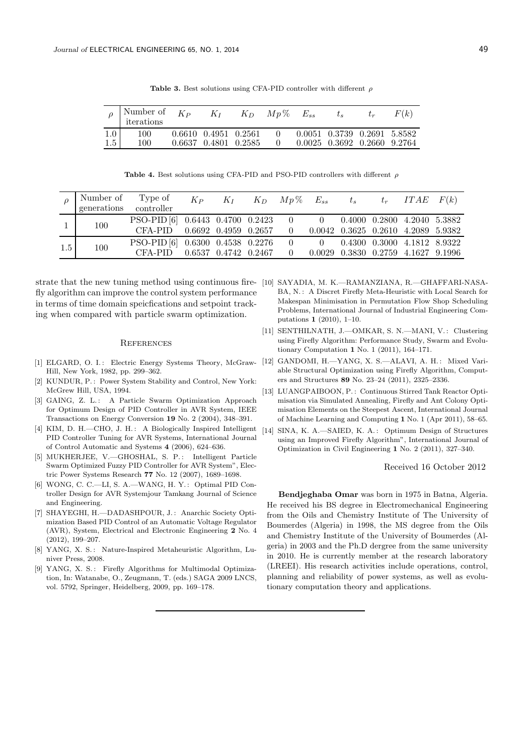**Table 3.** Best solutions using CFA-PID controller with different $\rho$

| $\rho$ | Number of iterations | $K_P$ | $K_I$ | $K_D$ | $Mp\%$ | $E_{ss}$ | $t_s$ | $t_r$ | $F(k)$ |
|---|---|---|---|---|---|---|---|---|---|
| 1.0 | 100 | 0.6610 | 0.4951 | 0.2561 | 0 | 0.0051 | 0.3739 | 0.2691 | 5.8582 |
| 1.5 | 100 | 0.6637 | 0.4801 | 0.2585 | 0 | 0.0025 | 0.3692 | 0.2660 | 9.2764 |

**Table 4.** Best solutions using CFA-PID and PSO-PID controllers with different $\rho$

| $\rho$ | Number of generations | Type of controller | $K_P$ | $K_I$ | $K_D$ | $Mp\%$ | $E_{ss}$ | $t_s$ | $t_r$ | $ITAE$ | $F(k)$ |
|---|---|---|---|---|---|---|---|---|---|---|---|
| 1 | 100 | PSO-PID [6] | 0.6443 | 0.4700 | 0.2423 | 0 | 0 | 0.4000 | 0.2800 | 4.2040 | 5.3882 |
| | | CFA-PID | 0.6692 | 0.4959 | 0.2657 | 0 | 0.0042 | 0.3625 | 0.2610 | 4.2089 | 5.9382 |
| 1.5 | 100 | PSO-PID [6] | 0.6300 | 0.4538 | 0.2276 | 0 | 0 | 0.4300 | 0.3000 | 4.1812 | 8.9322 |
| | | CFA-PID | 0.6537 | 0.4742 | 0.2467 | 0 | 0.0029 | 0.3830 | 0.2759 | 4.1627 | 9.1996 |

strate that the new tuning method using continuous firefly algorithm can improve the control system performance in terms of time domain speicfications and setpoint tracking when compared with particle swarm optimization.

## References

[1] ELGARD, O. I. : Electric Energy Systems Theory, McGraw-Hill, New York, 1982, pp. 299–362.

[2] KUNDUR, P. : Power System Stability and Control, New York: McGrew Hill, USA, 1994.

[3] GAING, Z. L. : A Particle Swarm Optimization Approach for Optimum Design of PID Controller in AVR System, IEEE Transactions on Energy Conversion **19** No. 2 (2004), 348–391.

[4] KIM, D. H.—CHO, J. H. : A Biologically Inspired Intelligent PID Controller Tuning for AVR Systems, International Journal of Control Automatic and Systems **4** (2006), 624–636.

[5] MUKHERJEE, V.—GHOSHAL, S. P. : Intelligent Particle Swarm Optimized Fuzzy PID Controller for AVR System", Electric Power Systems Research **77** No. 12 (2007), 1689–1698.

[6] WONG, C. C.—LI, S. A.—WANG, H. Y. : Optimal PID Controller Design for AVR Systemjour Tamkang Journal of Science and Engineering.

[7] SHAYEGHI, H.—DADASHPOUR, J. : Anarchic Society Optimization Based PID Control of an Automatic Voltage Regulator (AVR), System, Electrical and Electronic Engineering **2** No. 4 (2012), 199–207.

[8] YANG, X. S. : Nature-Inspired Metaheuristic Algorithm, Luniver Press, 2008.

[9] YANG, X. S. : Firefly Algorithms for Multimodal Optimization, In: Watanabe, O., Zeugmann, T. (eds.) SAGA 2009 LNCS, vol. 5792, Springer, Heidelberg, 2009, pp. 169–178.

[10] SAYADIA, M. K.—RAMANZIANA, R.—GHAFFARI-NASABA, N. : A Discret Firefly Meta-Heuristic with Local Search for Makespan Minimisation in Permutation Flow Shop Scheduling Problems, International Journal of Industrial Engineering Computations **1** (2010), 1–10.

[11] SENTHILNATH, J.—OMKAR, S. N.—MANI, V. : Clustering using Firefly Algorithm: Performance Study, Swarm and Evolutionary Computation **1** No. 1 (2011), 164–171.

[12] GANDOMI, H.—YANG, X. S.—ALAVI, A. H. : Mixed Variable Structural Optimization using Firefly Algorithm, Computers and Structures **89** No. 23–24 (2011), 2325–2336.

[13] LUANGPAIBOON, P. : Continuous Stirred Tank Reactor Optimisation via Simulated Annealing, Firefly and Ant Colony Optimisation Elements on the Steepest Ascent, International Journal of Machine Learning and Computing **1** No. 1 (Apr 2011), 58–65.

[14] SINA, K. A.—SAIED, K. A. : Optimum Design of Structures using an Improved Firefly Algorithm", International Journal of Optimization in Civil Engineering **1** No. 2 (2011), 327–340.

Received 16 October 2012

**Bendjeghaba Omar** was born in 1975 in Batna, Algeria. He received his BS degree in Electromechanical Engineering from the Oils and Chemistry Institute of The University of Boumerdes (Algeria) in 1998, the MS degree from the Oils and Chemistry Institute of the University of Boumerdes (Algeria) in 2003 and the Ph.D dergree from the same university in 2010. He is currently member at the research laboratory (LREEI). His research activities include operations, control, planning and reliability of power systems, as well as evolutionary computation theory and applications.